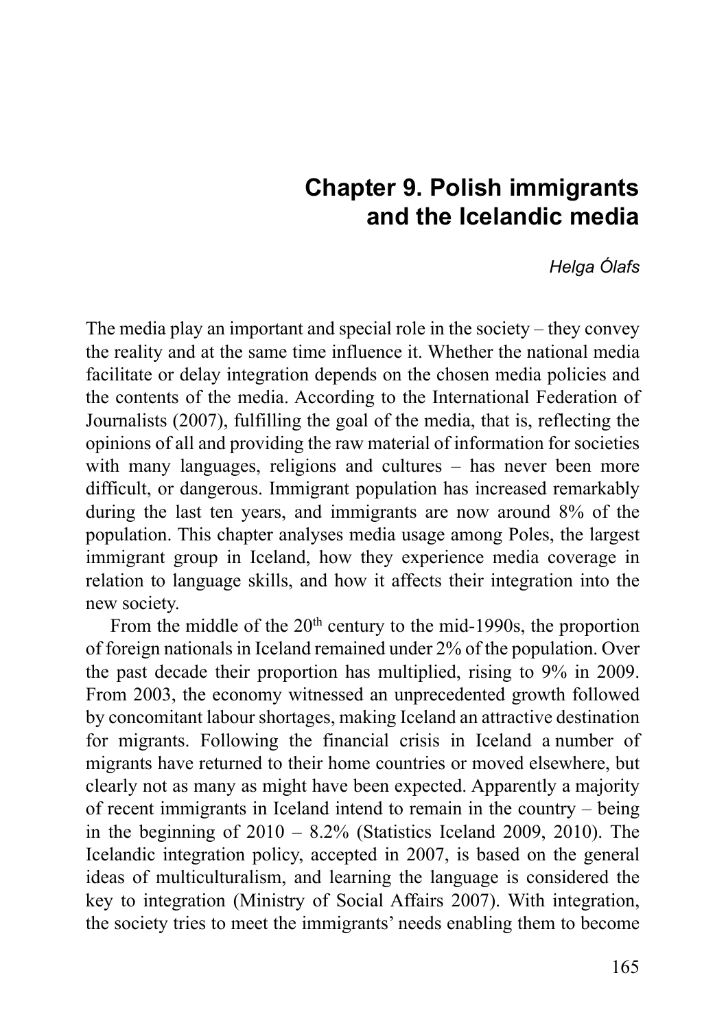# Chapter 9. Polish immigrants and the Icelandic media

*Helga Ólafs*

The media play an important and special role in the society – they convey the reality and at the same time influence it. Whether the national media facilitate or delay integration depends on the chosen media policies and the contents of the media. According to the International Federation of Journalists (2007), fulfilling the goal of the media, that is, reflecting the opinions of all and providing the raw material of information for societies with many languages, religions and cultures – has never been more difficult, or dangerous. Immigrant population has increased remarkably during the last ten years, and immigrants are now around 8% of the population. This chapter analyses media usage among Poles, the largest immigrant group in Iceland, how they experience media coverage in relation to language skills, and how it affects their integration into the new society.

From the middle of the 20th century to the mid-1990s, the proportion of foreign nationals in Iceland remained under 2% of the population. Over the past decade their proportion has multiplied, rising to 9% in 2009. From 2003, the economy witnessed an unprecedented growth followed by concomitant labour shortages, making Iceland an attractive destination for migrants. Following the financial crisis in Iceland a number of migrants have returned to their home countries or moved elsewhere, but clearly not as many as might have been expected. Apparently a majority of recent immigrants in Iceland intend to remain in the country – being in the beginning of 2010 – 8.2% (Statistics Iceland 2009, 2010). The Icelandic integration policy, accepted in 2007, is based on the general ideas of multiculturalism, and learning the language is considered the key to integration (Ministry of Social Affairs 2007). With integration, the society tries to meet the immigrants' needs enabling them to become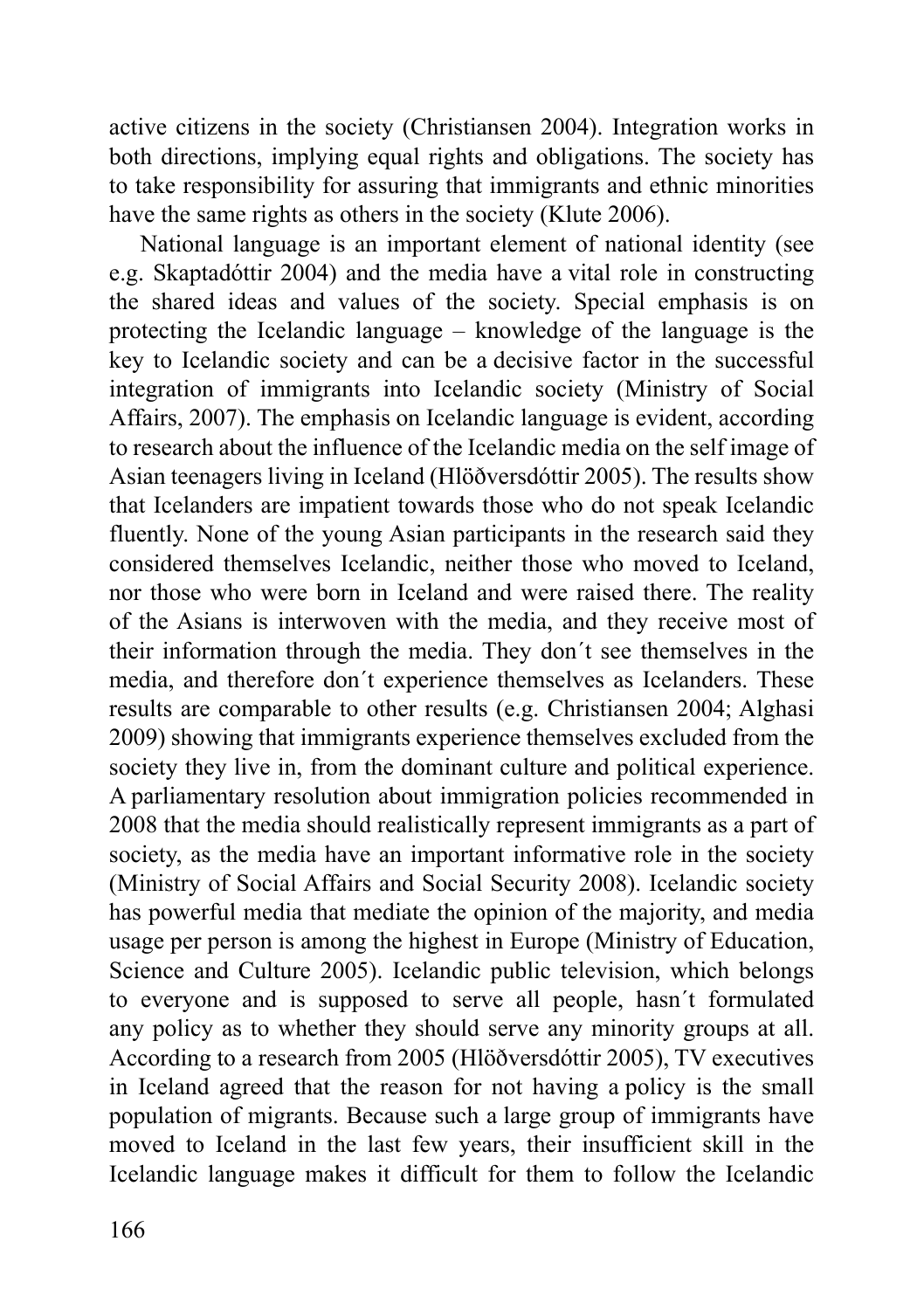active citizens in the society (Christiansen 2004). Integration works in both directions, implying equal rights and obligations. The society has to take responsibility for assuring that immigrants and ethnic minorities have the same rights as others in the society (Klute 2006).

National language is an important element of national identity (see e.g. Skaptadóttir 2004) and the media have a vital role in constructing the shared ideas and values of the society. Special emphasis is on protecting the Icelandic language – knowledge of the language is the key to Icelandic society and can be a decisive factor in the successful integration of immigrants into Icelandic society (Ministry of Social Affairs, 2007). The emphasis on Icelandic language is evident, according to research about the influence of the Icelandic media on the self image of Asian teenagers living in Iceland (Hlöðversdóttir 2005). The results show that Icelanders are impatient towards those who do not speak Icelandic fluently. None of the young Asian participants in the research said they considered themselves Icelandic, neither those who moved to Iceland, nor those who were born in Iceland and were raised there. The reality of the Asians is interwoven with the media, and they receive most of their information through the media. They don´t see themselves in the media, and therefore don´t experience themselves as Icelanders. These results are comparable to other results (e.g. Christiansen 2004; Alghasi 2009) showing that immigrants experience themselves excluded from the society they live in, from the dominant culture and political experience. A parliamentary resolution about immigration policies recommended in 2008 that the media should realistically represent immigrants as a part of society, as the media have an important informative role in the society (Ministry of Social Affairs and Social Security 2008). Icelandic society has powerful media that mediate the opinion of the majority, and media usage per person is among the highest in Europe (Ministry of Education, Science and Culture 2005). Icelandic public television, which belongs to everyone and is supposed to serve all people, hasn´t formulated any policy as to whether they should serve any minority groups at all. According to a research from 2005 (Hlöðversdóttir 2005), TV executives in Iceland agreed that the reason for not having a policy is the small population of migrants. Because such a large group of immigrants have moved to Iceland in the last few years, their insufficient skill in the Icelandic language makes it difficult for them to follow the Icelandic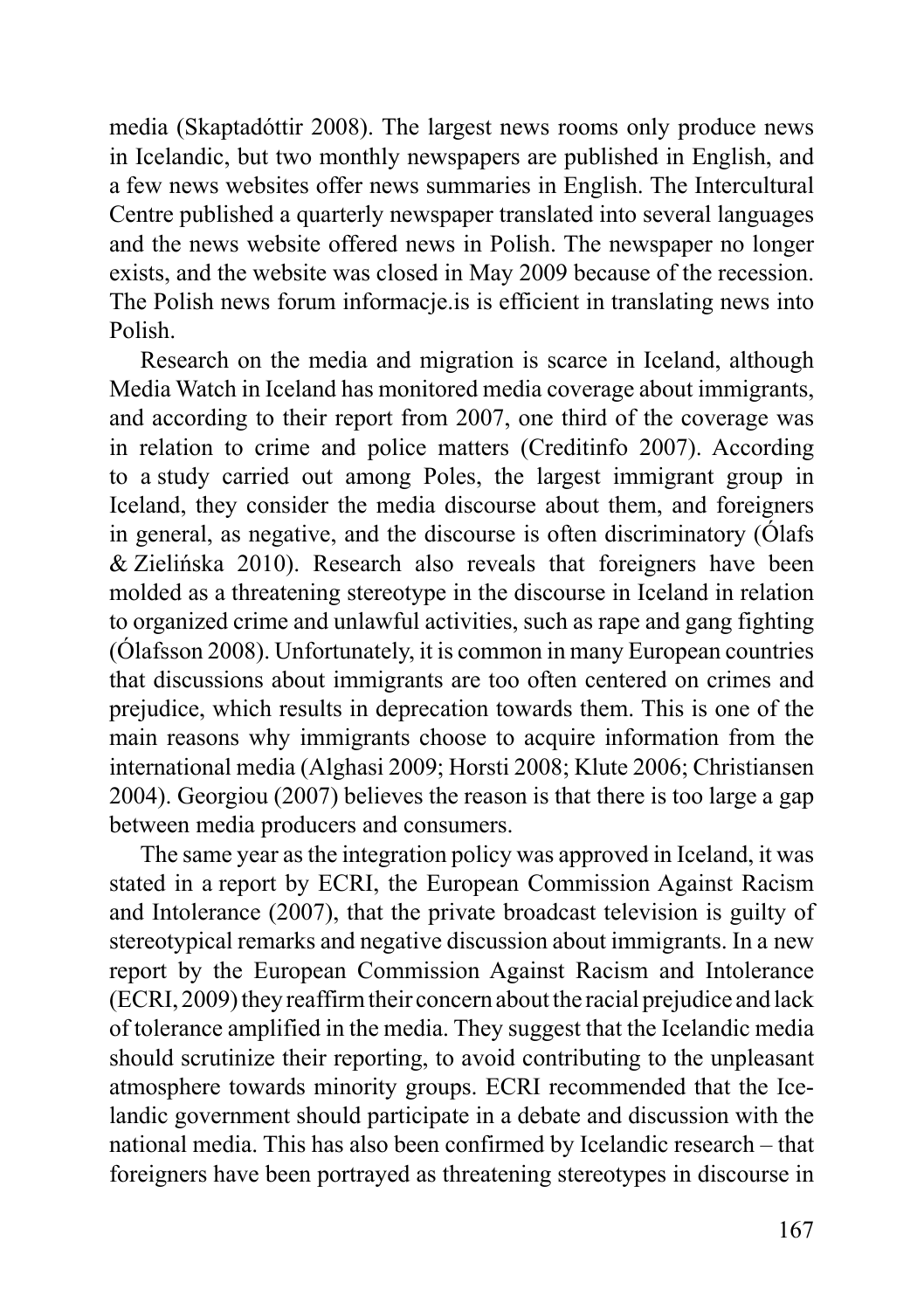media (Skaptadóttir 2008). The largest news rooms only produce news in Icelandic, but two monthly newspapers are published in English, and a few news websites offer news summaries in English. The Intercultural Centre published a quarterly newspaper translated into several languages and the news website offered news in Polish. The newspaper no longer exists, and the website was closed in May 2009 because of the recession. The Polish news forum informacje.is is efficient in translating news into Polish.

Research on the media and migration is scarce in Iceland, although Media Watch in Iceland has monitored media coverage about immigrants, and according to their report from 2007, one third of the coverage was in relation to crime and police matters (Creditinfo 2007). According to a study carried out among Poles, the largest immigrant group in Iceland, they consider the media discourse about them, and foreigners in general, as negative, and the discourse is often discriminatory (Ólafs & Zielińska 2010). Research also reveals that foreigners have been molded as a threatening stereotype in the discourse in Iceland in relation to organized crime and unlawful activities, such as rape and gang fighting (Ólafsson 2008). Unfortunately, it is common in many European countries that discussions about immigrants are too often centered on crimes and prejudice, which results in deprecation towards them. This is one of the main reasons why immigrants choose to acquire information from the international media (Alghasi 2009; Horsti 2008; Klute 2006; Christiansen 2004). Georgiou (2007) believes the reason is that there is too large a gap between media producers and consumers.

The same year as the integration policy was approved in Iceland, it was stated in a report by ECRI, the European Commission Against Racism and Intolerance (2007), that the private broadcast television is guilty of stereotypical remarks and negative discussion about immigrants. In a new report by the European Commission Against Racism and Intolerance (ECRI, 2009) they reaffirm their concern about the racial prejudice and lack of tolerance amplified in the media. They suggest that the Icelandic media should scrutinize their reporting, to avoid contributing to the unpleasant atmosphere towards minority groups. ECRI recommended that the Icelandic government should participate in a debate and discussion with the national media. This has also been confirmed by Icelandic research – that foreigners have been portrayed as threatening stereotypes in discourse in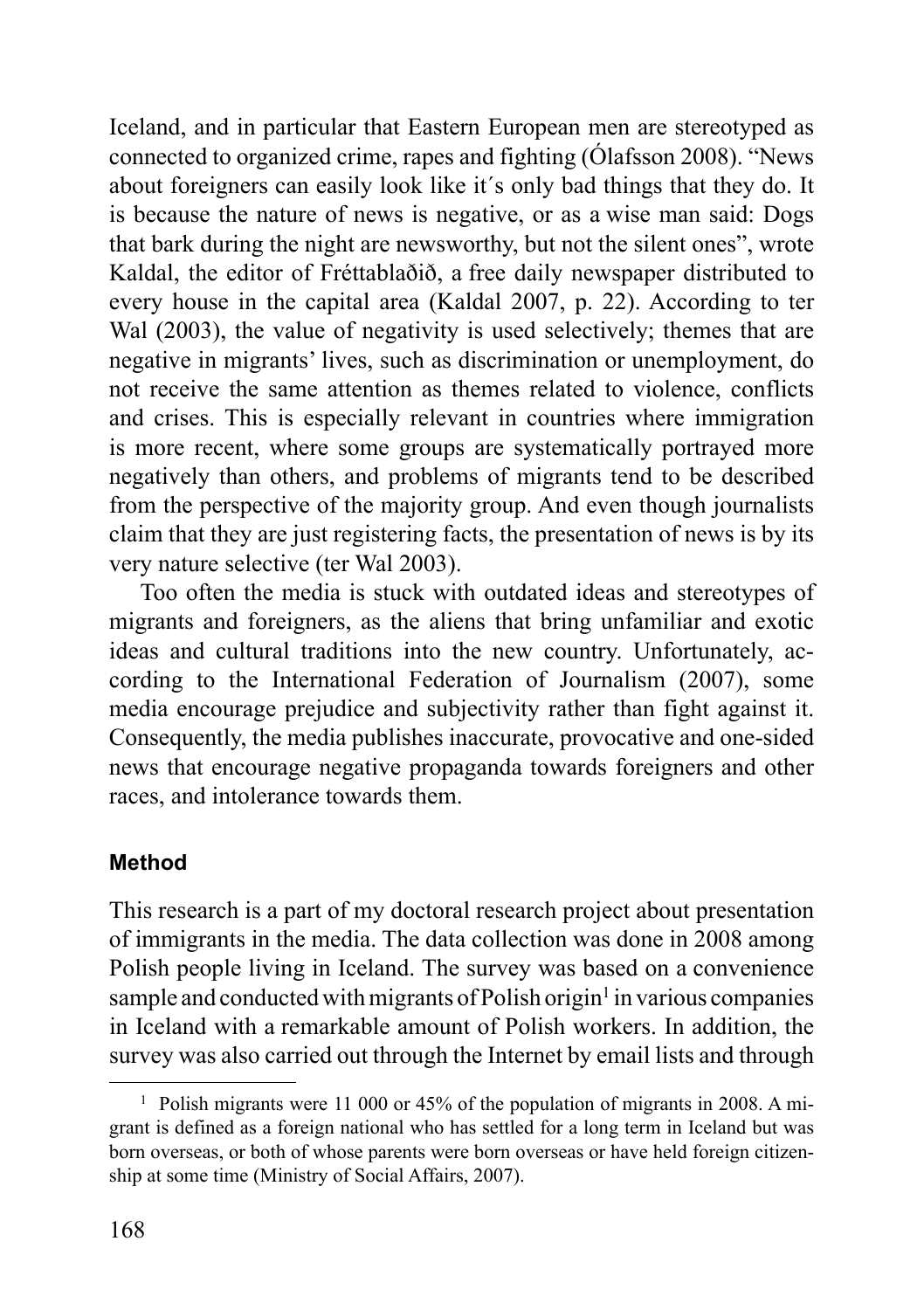Iceland, and in particular that Eastern European men are stereotyped as connected to organized crime, rapes and fighting (Ólafsson 2008). "News about foreigners can easily look like it´s only bad things that they do. It is because the nature of news is negative, or as a wise man said: Dogs that bark during the night are newsworthy, but not the silent ones", wrote Kaldal, the editor of Fréttablaðið, a free daily newspaper distributed to every house in the capital area (Kaldal 2007, p. 22). According to ter Wal (2003), the value of negativity is used selectively; themes that are negative in migrants' lives, such as discrimination or unemployment, do not receive the same attention as themes related to violence, conflicts and crises. This is especially relevant in countries where immigration is more recent, where some groups are systematically portrayed more negatively than others, and problems of migrants tend to be described from the perspective of the majority group. And even though journalists claim that they are just registering facts, the presentation of news is by its very nature selective (ter Wal 2003).

Too often the media is stuck with outdated ideas and stereotypes of migrants and foreigners, as the aliens that bring unfamiliar and exotic ideas and cultural traditions into the new country. Unfortunately, according to the International Federation of Journalism (2007), some media encourage prejudice and subjectivity rather than fight against it. Consequently, the media publishes inaccurate, provocative and one-sided news that encourage negative propaganda towards foreigners and other races, and intolerance towards them.

#### Method

This research is a part of my doctoral research project about presentation of immigrants in the media. The data collection was done in 2008 among Polish people living in Iceland. The survey was based on a convenience sample and conducted with migrants of Polish origin[1] in various companies in Iceland with a remarkable amount of Polish workers. In addition, the survey was also carried out through the Internet by email lists and through

[1] Polish migrants were 11 000 or 45% of the population of migrants in 2008. A migrant is defined as a foreign national who has settled for a long term in Iceland but was born overseas, or both of whose parents were born overseas or have held foreign citizenship at some time (Ministry of Social Affairs, 2007).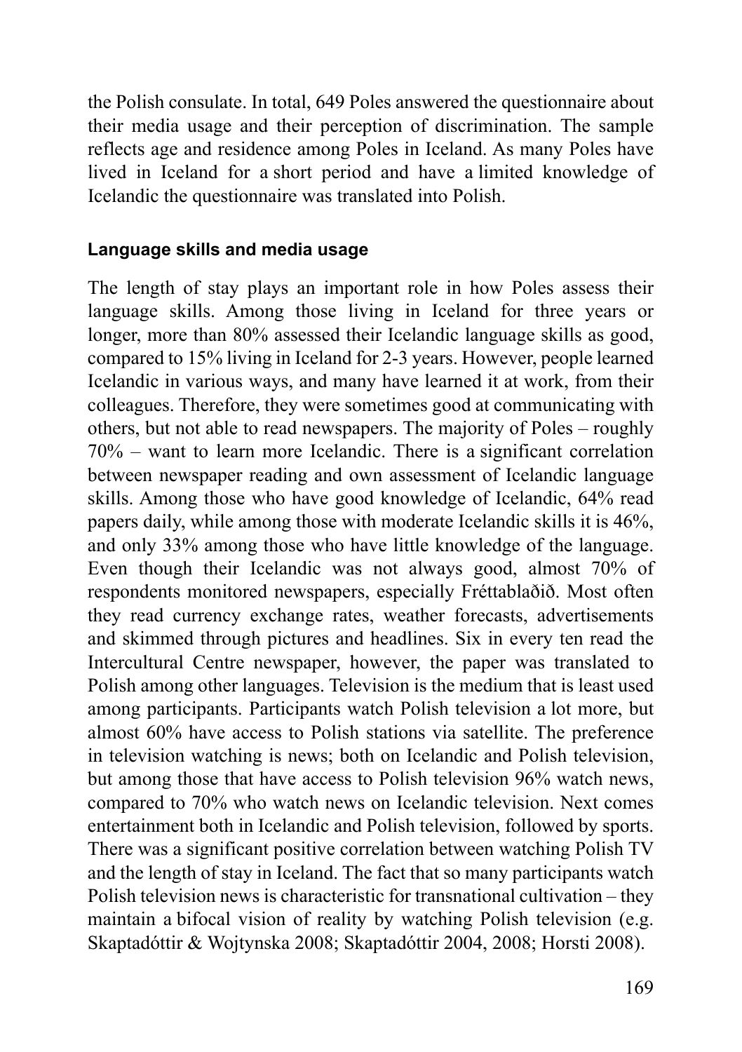the Polish consulate. In total, 649 Poles answered the questionnaire about their media usage and their perception of discrimination. The sample reflects age and residence among Poles in Iceland. As many Poles have lived in Iceland for a short period and have a limited knowledge of Icelandic the questionnaire was translated into Polish.

### Language skills and media usage

The length of stay plays an important role in how Poles assess their language skills. Among those living in Iceland for three years or longer, more than 80% assessed their Icelandic language skills as good, compared to 15% living in Iceland for 2-3 years. However, people learned Icelandic in various ways, and many have learned it at work, from their colleagues. Therefore, they were sometimes good at communicating with others, but not able to read newspapers. The majority of Poles – roughly 70% – want to learn more Icelandic. There is a significant correlation between newspaper reading and own assessment of Icelandic language skills. Among those who have good knowledge of Icelandic, 64% read papers daily, while among those with moderate Icelandic skills it is 46%, and only 33% among those who have little knowledge of the language. Even though their Icelandic was not always good, almost 70% of respondents monitored newspapers, especially Fréttablaðið. Most often they read currency exchange rates, weather forecasts, advertisements and skimmed through pictures and headlines. Six in every ten read the Intercultural Centre newspaper, however, the paper was translated to Polish among other languages. Television is the medium that is least used among participants. Participants watch Polish television a lot more, but almost 60% have access to Polish stations via satellite. The preference in television watching is news; both on Icelandic and Polish television, but among those that have access to Polish television 96% watch news, compared to 70% who watch news on Icelandic television. Next comes entertainment both in Icelandic and Polish television, followed by sports. There was a significant positive correlation between watching Polish TV and the length of stay in Iceland. The fact that so many participants watch Polish television news is characteristic for transnational cultivation – they maintain a bifocal vision of reality by watching Polish television (e.g. Skaptadóttir & Wojtynska 2008; Skaptadóttir 2004, 2008; Horsti 2008).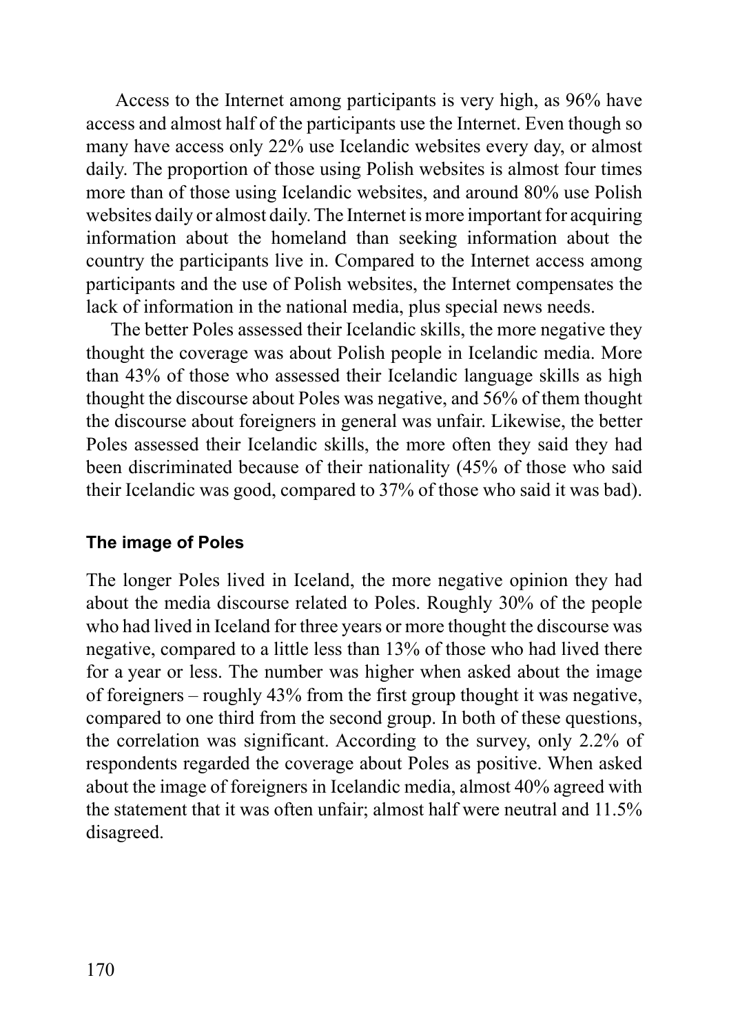Access to the Internet among participants is very high, as 96% have access and almost half of the participants use the Internet. Even though so many have access only 22% use Icelandic websites every day, or almost daily. The proportion of those using Polish websites is almost four times more than of those using Icelandic websites, and around 80% use Polish websites daily or almost daily. The Internet is more important for acquiring information about the homeland than seeking information about the country the participants live in. Compared to the Internet access among participants and the use of Polish websites, the Internet compensates the lack of information in the national media, plus special news needs.

The better Poles assessed their Icelandic skills, the more negative they thought the coverage was about Polish people in Icelandic media. More than 43% of those who assessed their Icelandic language skills as high thought the discourse about Poles was negative, and 56% of them thought the discourse about foreigners in general was unfair. Likewise, the better Poles assessed their Icelandic skills, the more often they said they had been discriminated because of their nationality (45% of those who said their Icelandic was good, compared to 37% of those who said it was bad).

### The image of Poles

The longer Poles lived in Iceland, the more negative opinion they had about the media discourse related to Poles. Roughly 30% of the people who had lived in Iceland for three years or more thought the discourse was negative, compared to a little less than 13% of those who had lived there for a year or less. The number was higher when asked about the image of foreigners – roughly 43% from the first group thought it was negative, compared to one third from the second group. In both of these questions, the correlation was significant. According to the survey, only 2.2% of respondents regarded the coverage about Poles as positive. When asked about the image of foreigners in Icelandic media, almost 40% agreed with the statement that it was often unfair; almost half were neutral and 11.5% disagreed.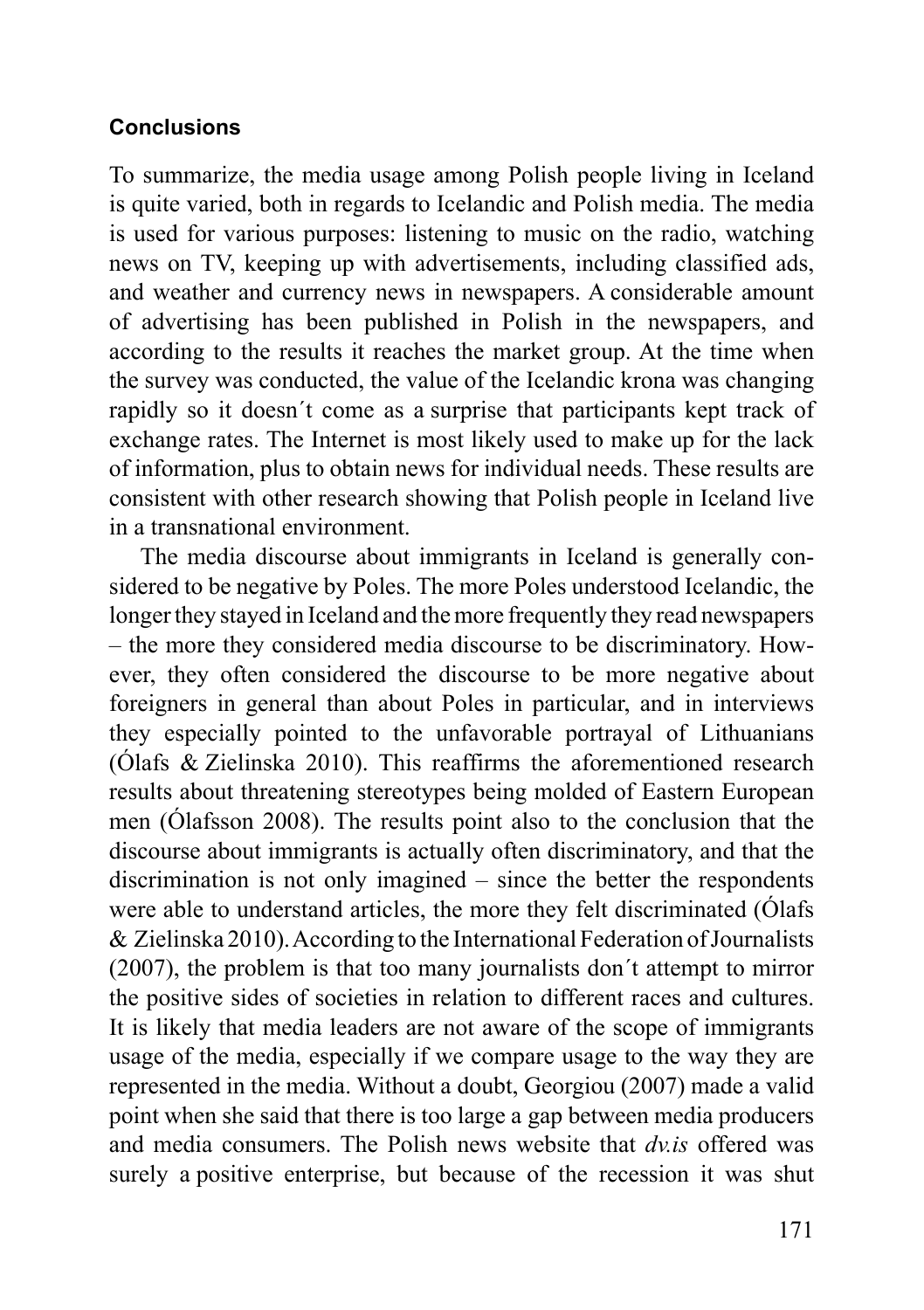## Conclusions

To summarize, the media usage among Polish people living in Iceland is quite varied, both in regards to Icelandic and Polish media. The media is used for various purposes: listening to music on the radio, watching news on TV, keeping up with advertisements, including classified ads, and weather and currency news in newspapers. A considerable amount of advertising has been published in Polish in the newspapers, and according to the results it reaches the market group. At the time when the survey was conducted, the value of the Icelandic krona was changing rapidly so it doesn´t come as a surprise that participants kept track of exchange rates. The Internet is most likely used to make up for the lack of information, plus to obtain news for individual needs. These results are consistent with other research showing that Polish people in Iceland live in a transnational environment.

The media discourse about immigrants in Iceland is generally considered to be negative by Poles. The more Poles understood Icelandic, the longer they stayed in Iceland and the more frequently they read newspapers – the more they considered media discourse to be discriminatory. However, they often considered the discourse to be more negative about foreigners in general than about Poles in particular, and in interviews they especially pointed to the unfavorable portrayal of Lithuanians (Ólafs & Zielinska 2010). This reaffirms the aforementioned research results about threatening stereotypes being molded of Eastern European men (Ólafsson 2008). The results point also to the conclusion that the discourse about immigrants is actually often discriminatory, and that the discrimination is not only imagined – since the better the respondents were able to understand articles, the more they felt discriminated (Ólafs & Zielinska 2010). According to the International Federation of Journalists (2007), the problem is that too many journalists don´t attempt to mirror the positive sides of societies in relation to different races and cultures. It is likely that media leaders are not aware of the scope of immigrants usage of the media, especially if we compare usage to the way they are represented in the media. Without a doubt, Georgiou (2007) made a valid point when she said that there is too large a gap between media producers and media consumers. The Polish news website that *dv.is* offered was surely a positive enterprise, but because of the recession it was shut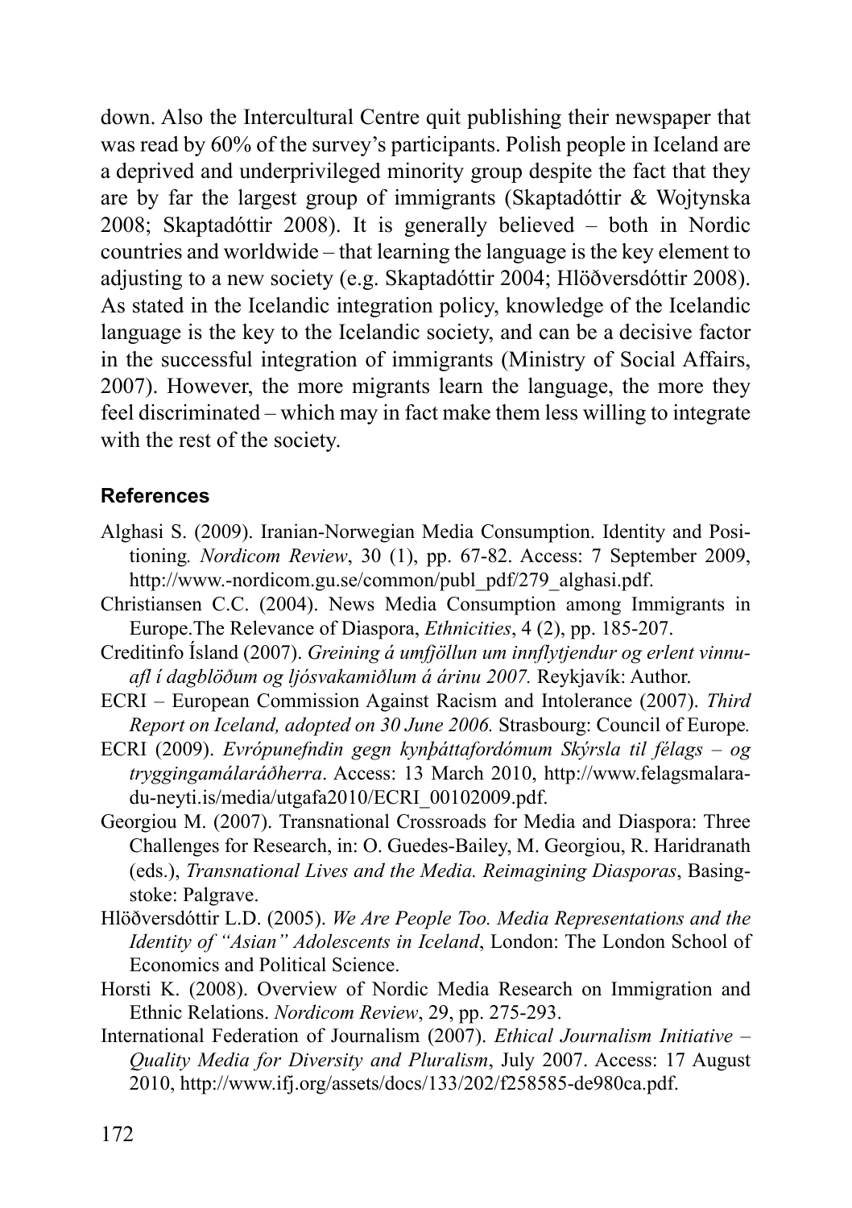down. Also the Intercultural Centre quit publishing their newspaper that was read by 60% of the survey's participants. Polish people in Iceland are a deprived and underprivileged minority group despite the fact that they are by far the largest group of immigrants (Skaptadóttir & Wojtynska 2008; Skaptadóttir 2008). It is generally believed – both in Nordic countries and worldwide – that learning the language is the key element to adjusting to a new society (e.g. Skaptadóttir 2004; Hlöðversdóttir 2008). As stated in the Icelandic integration policy, knowledge of the Icelandic language is the key to the Icelandic society, and can be a decisive factor in the successful integration of immigrants (Ministry of Social Affairs, 2007). However, the more migrants learn the language, the more they feel discriminated – which may in fact make them less willing to integrate with the rest of the society.

## References

Alghasi S. (2009). Iranian-Norwegian Media Consumption. Identity and Positioning. *Nordicom Review*, 30 (1), pp. 67-82. Access: 7 September 2009, http://www.-nordicom.gu.se/common/publ_pdf/279_alghasi.pdf.

Christiansen C.C. (2004). News Media Consumption among Immigrants in Europe.The Relevance of Diaspora, *Ethnicities*, 4 (2), pp. 185-207.

Creditinfo Ísland (2007). *Greining á umfjöllun um innflytjendur og erlent vinnuafl í dagblöðum og ljósvakamiðlum á árinu 2007.* Reykjavík: Author.

ECRI – European Commission Against Racism and Intolerance (2007). *Third Report on Iceland, adopted on 30 June 2006.* Strasbourg: Council of Europe*.*

ECRI (2009). *Evrópunefndin gegn kynþáttafordómum Skýrsla til félags – og tryggingamálaráðherra*. Access: 13 March 2010, http://www.felagsmalaradu-neyti.is/media/utgafa2010/ECRI_00102009.pdf.

Georgiou M. (2007). Transnational Crossroads for Media and Diaspora: Three Challenges for Research, in: O. Guedes-Bailey, M. Georgiou, R. Haridranath (eds.), *Transnational Lives and the Media. Reimagining Diasporas*, Basingstoke: Palgrave.

Hlöðversdóttir L.D. (2005). *We Are People Too. Media Representations and the Identity of "Asian" Adolescents in Iceland*, London: The London School of Economics and Political Science.

Horsti K. (2008). Overview of Nordic Media Research on Immigration and Ethnic Relations. *Nordicom Review*, 29, pp. 275-293.

International Federation of Journalism (2007). *Ethical Journalism Initiative – Quality Media for Diversity and Pluralism*, July 2007. Access: 17 August 2010, http://www.ifj.org/assets/docs/133/202/f258585-de980ca.pdf.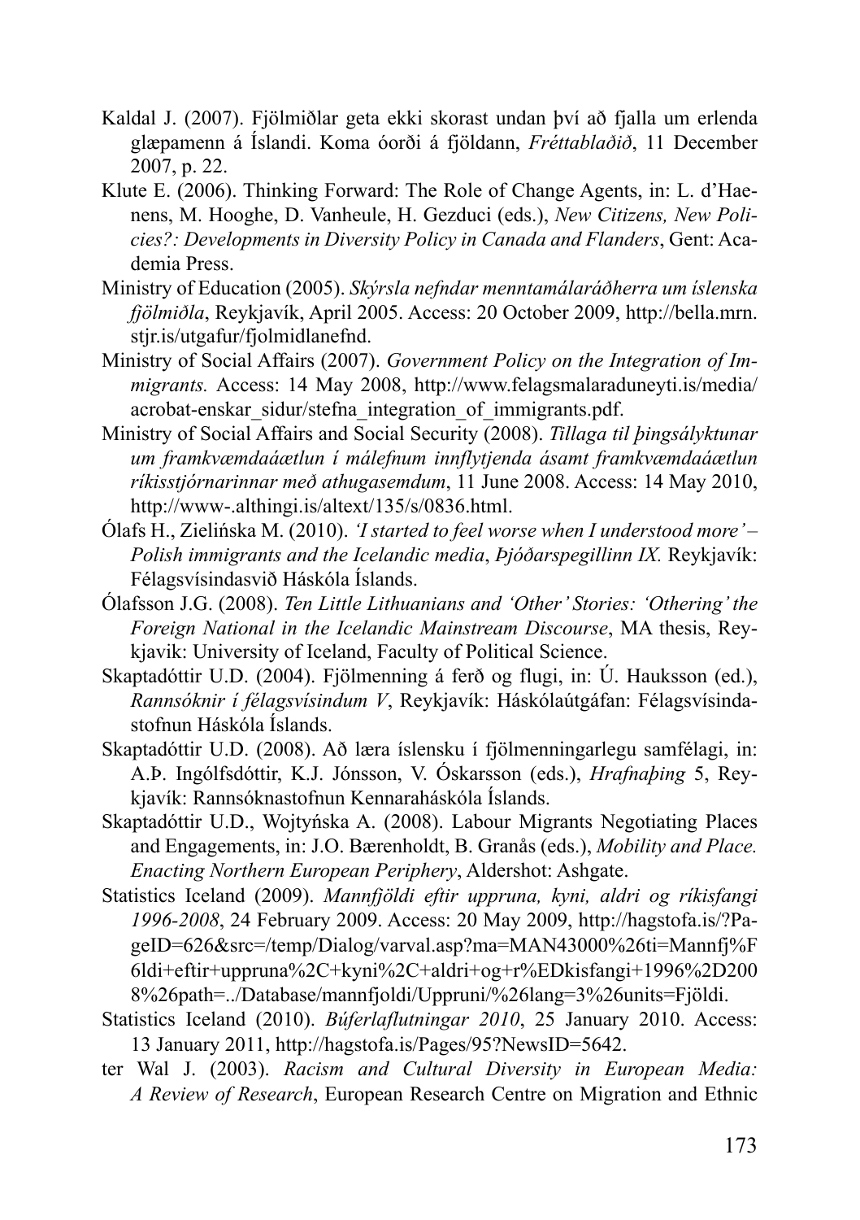Kaldal J. (2007). Fjölmiðlar geta ekki skorast undan því að fjalla um erlenda glæpamenn á Íslandi. Koma óorði á fjöldann, *Fréttablaðið*, 11 December 2007, p. 22.

Klute E. (2006). Thinking Forward: The Role of Change Agents, in: L. d'Haenens, M. Hooghe, D. Vanheule, H. Gezduci (eds.), *New Citizens, New Policies?: Developments in Diversity Policy in Canada and Flanders*, Gent: Academia Press.

Ministry of Education (2005). *Skýrsla nefndar menntamálaráðherra um íslenska fjölmiðla*, Reykjavík, April 2005. Access: 20 October 2009, http://bella.mrn.stjr.is/utgafur/fjolmidlanefnd.

Ministry of Social Affairs (2007). *Government Policy on the Integration of Immigrants.* Access: 14 May 2008, http://www.felagsmalaraduneyti.is/media/acrobat-enskar_sidur/stefna_integration_of_immigrants.pdf.

Ministry of Social Affairs and Social Security (2008). *Tillaga til þingsályktunar um framkvæmdaáætlun í málefnum innflytjenda ásamt framkvæmdaáætlun ríkisstjórnarinnar með athugasemdum*, 11 June 2008. Access: 14 May 2010, http://www-.althingi.is/altext/135/s/0836.html.

Ólafs H., Zielińska M. (2010). *'I started to feel worse when I understood more' – Polish immigrants and the Icelandic media*, *Þjóðarspegillinn IX.* Reykjavík: Félagsvísindasvið Háskóla Íslands.

Ólafsson J.G. (2008). *Ten Little Lithuanians and 'Other' Stories: 'Othering' the Foreign National in the Icelandic Mainstream Discourse*, MA thesis, Reykjavik: University of Iceland, Faculty of Political Science.

Skaptadóttir U.D. (2004). Fjölmenning á ferð og flugi, in: Ú. Hauksson (ed.), *Rannsóknir í félagsvísindum V*, Reykjavík: Háskólaútgáfan: Félagsvísindastofnun Háskóla Íslands.

Skaptadóttir U.D. (2008). Að læra íslensku í fjölmenningarlegu samfélagi, in: A.Þ. Ingólfsdóttir, K.J. Jónsson, V. Óskarsson (eds.), *Hrafnaþing* 5, Reykjavík: Rannsóknastofnun Kennaraháskóla Íslands.

Skaptadóttir U.D., Wojtyńska A. (2008). Labour Migrants Negotiating Places and Engagements, in: J.O. Bærenholdt, B. Granås (eds.), *Mobility and Place. Enacting Northern European Periphery*, Aldershot: Ashgate.

Statistics Iceland (2009). *Mannfjöldi eftir uppruna, kyni, aldri og ríkisfangi 1996-2008*, 24 February 2009. Access: 20 May 2009, http://hagstofa.is/?PageID=626&src=/temp/Dialog/varval.asp?ma=MAN43000%26ti=Mannfj%F6ldi+eftir+uppruna%2C+kyni%2C+aldri+og+r%EDkisfangi+1996%2D2008%26path=../Database/mannfjoldi/Uppruni/%26lang=3%26units=Fjöldi.

Statistics Iceland (2010). *Búferlaflutningar 2010*, 25 January 2010. Access: 13 January 2011, http://hagstofa.is/Pages/95?NewsID=5642.

ter Wal J. (2003). *Racism and Cultural Diversity in European Media: A Review of Research*, European Research Centre on Migration and Ethnic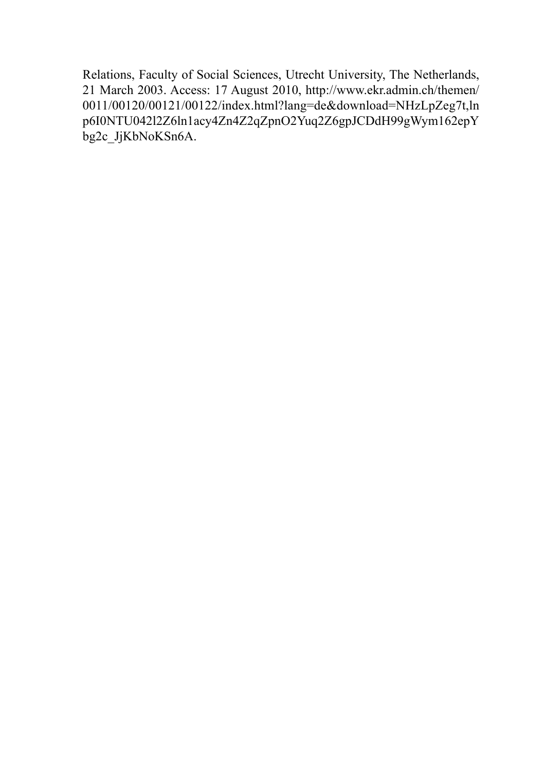Relations, Faculty of Social Sciences, Utrecht University, The Netherlands, 21 March 2003. Access: 17 August 2010, http://www.ekr.admin.ch/themen/0011/00120/00121/00122/index.html?lang=de&download=NHzLpZeg7t,lnp6I0NTU042l2Z6ln1acy4Zn4Z2qZpnO2Yuq2Z6gpJCDdH99gWym162epYbg2c_JjKbNoKSn6A.